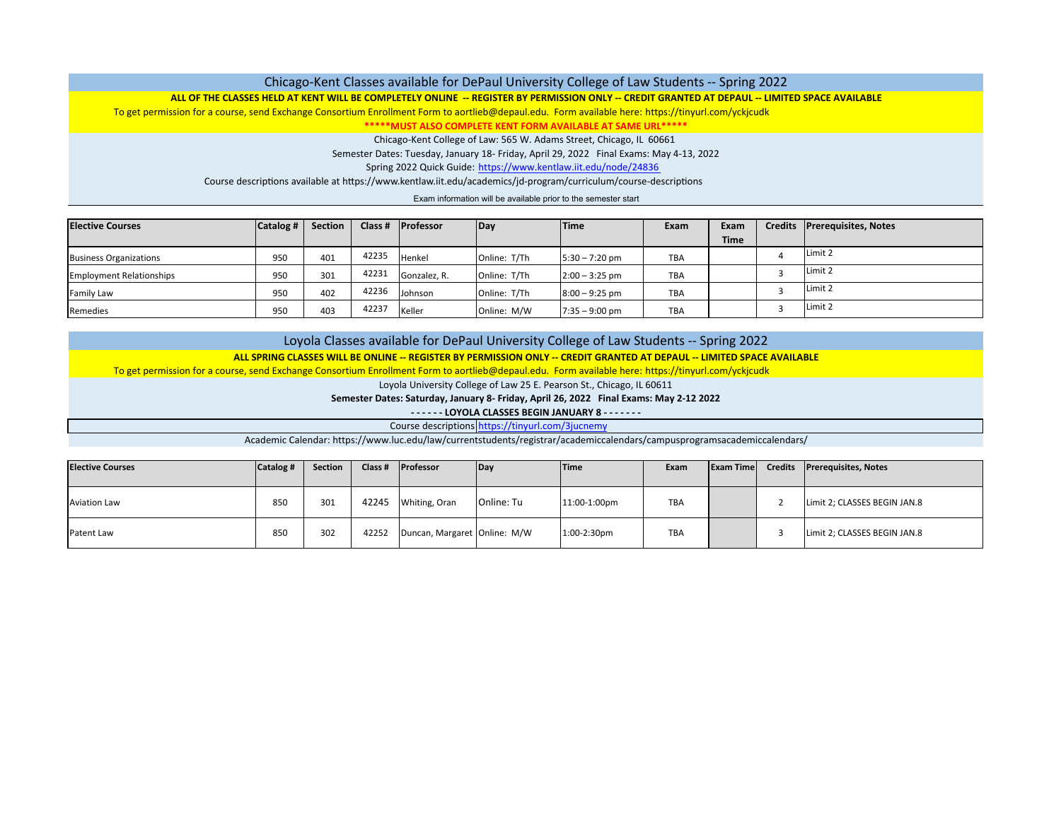## Chicago-Kent Classes available for DePaul University College of Law Students -- Spring 2022

**ALL OF THE CLASSES HELD AT KENT WILL BE COMPLETELY ONLINE -- REGISTER BY PERMISSION ONLY -- CREDIT GRANTED AT DEPAUL -- LIMITED SPACE AVAILABLE**

To get permission for a course, send Exchange Consortium Enrollment Form to aortlieb@depaul.edu. Form available here: https://tinyurl.com/yckjcudk

**\*\*\*\*\*MUST ALSO COMPLETE KENT FORM AVAILABLE AT SAME URL\*\*\*\*\***

Chicago-Kent College of Law: 565 W. Adams Street, Chicago, IL 60661

Semester Dates: Tuesday, January 18- Friday, April 29, 2022 Final Exams: May 4-13, 2022

Spring 2022 Quick Guide: https://www.kentlaw.iit.edu/node/24836

Course descriptions available at https://www.kentlaw.iit.edu/academics/jd-program/curriculum/course-descriptions

Exam information will be available prior to the semester start

| Elective Courses | Catalog # | Section | Class # | Professor | Day | Time | Exam | Exam Time | Credits | Prerequisites, Notes |
|---|---|---|---|---|---|---|---|---|---|---|
| Business Organizations | 950 | 401 | 42235 | Henkel | Online: T/Th | 5:30 – 7:20 pm | TBA | | 4 | Limit 2 |
| Employment Relationships | 950 | 301 | 42231 | Gonzalez, R. | Online: T/Th | 2:00 – 3:25 pm | TBA | | 3 | Limit 2 |
| Family Law | 950 | 402 | 42236 | Johnson | Online: T/Th | 8:00 – 9:25 pm | TBA | | 3 | Limit 2 |
| Remedies | 950 | 403 | 42237 | Keller | Online: M/W | 7:35 – 9:00 pm | TBA | | 3 | Limit 2 |

## Loyola Classes available for DePaul University College of Law Students -- Spring 2022

**ALL SPRING CLASSES WILL BE ONLINE -- REGISTER BY PERMISSION ONLY -- CREDIT GRANTED AT DEPAUL -- LIMITED SPACE AVAILABLE**

To get permission for a course, send Exchange Consortium Enrollment Form to aortlieb@depaul.edu. Form available here: https://tinyurl.com/yckjcudk

Loyola University College of Law 25 E. Pearson St., Chicago, IL 60611

**Semester Dates: Saturday, January 8- Friday, April 26, 2022 Final Exams: May 2-12 2022**

**- - - - - - LOYOLA CLASSES BEGIN JANUARY 8 - - - - - - -**

Course descriptions https://tinyurl.com/3jucnemy

Academic Calendar: https://www.luc.edu/law/currentstudents/registrar/academiccalendars/campusprogramsacademiccalendars/

| Elective Courses | Catalog # | Section | Class # | Professor | Day | Time | Exam | Exam Time | Credits | Prerequisites, Notes |
|---|---|---|---|---|---|---|---|---|---|---|
| Aviation Law | 850 | 301 | 42245 | Whiting, Oran | Online: Tu | 11:00-1:00pm | TBA | | 2 | Limit 2; CLASSES BEGIN JAN.8 |
| Patent Law | 850 | 302 | 42252 | Duncan, Margaret | Online: M/W | 1:00-2:30pm | TBA | | 3 | Limit 2; CLASSES BEGIN JAN.8 |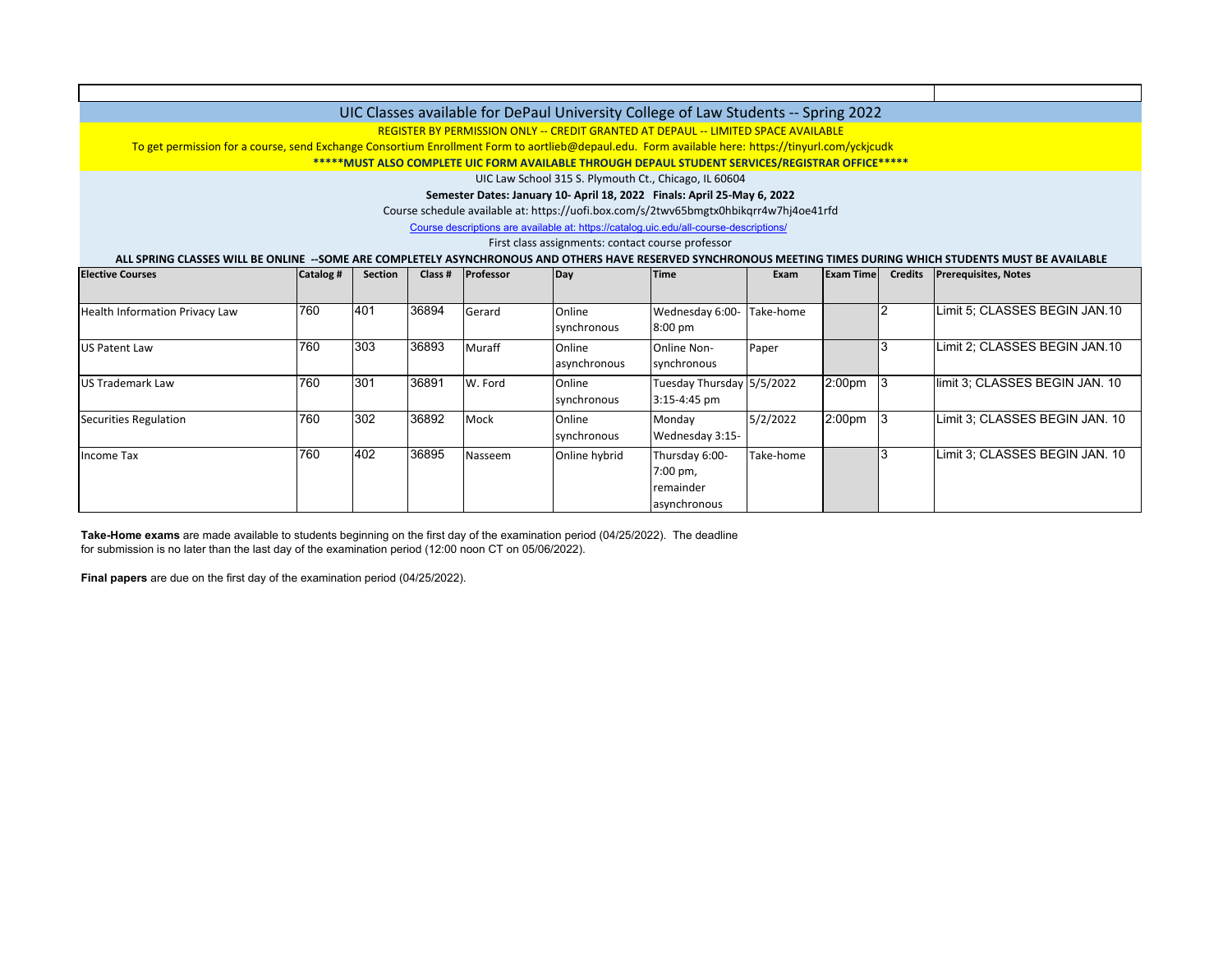# UIC Classes available for DePaul University College of Law Students -- Spring 2022

REGISTER BY PERMISSION ONLY -- CREDIT GRANTED AT DEPAUL -- LIMITED SPACE AVAILABLE

To get permission for a course, send Exchange Consortium Enrollment Form to aortlieb@depaul.edu. Form available here: https://tinyurl.com/yckjcudk

**\*\*\*\*\*MUST ALSO COMPLETE UIC FORM AVAILABLE THROUGH DEPAUL STUDENT SERVICES/REGISTRAR OFFICE\*\*\*\*\***

UIC Law School 315 S. Plymouth Ct., Chicago, IL 60604

**Semester Dates: January 10- April 18, 2022 Finals: April 25-May 6, 2022**

Course schedule available at: https://uofi.box.com/s/2twv65bmgtx0hbikqrr4w7hj4oe41rfd

Course descriptions are available at: https://catalog.uic.edu/all-course-descriptions/

First class assignments: contact course professor

**ALL SPRING CLASSES WILL BE ONLINE --SOME ARE COMPLETELY ASYNCHRONOUS AND OTHERS HAVE RESERVED SYNCHRONOUS MEETING TIMES DURING WHICH STUDENTS MUST BE AVAILABLE**

| Elective Courses | Catalog # | Section | Class # | Professor | Day | Time | Exam | Exam Time | Credits | Prerequisites, Notes |
|---|---|---|---|---|---|---|---|---|---|---|
| Health Information Privacy Law | 760 | 401 | 36894 | Gerard | Online synchronous | Wednesday 6:00-8:00 pm | Take-home | | 2 | Limit 5; CLASSES BEGIN JAN.10 |
| US Patent Law | 760 | 303 | 36893 | Muraff | Online asynchronous | Online Non-synchronous | Paper | | 3 | Limit 2; CLASSES BEGIN JAN.10 |
| US Trademark Law | 760 | 301 | 36891 | W. Ford | Online synchronous | Tuesday Thursday 3:15-4:45 pm | 5/5/2022 | 2:00pm | 3 | limit 3; CLASSES BEGIN JAN. 10 |
| Securities Regulation | 760 | 302 | 36892 | Mock | Online synchronous | Monday Wednesday 3:15- | 5/2/2022 | 2:00pm | 3 | Limit 3; CLASSES BEGIN JAN. 10 |
| Income Tax | 760 | 402 | 36895 | Nasseem | Online hybrid | Thursday 6:00-7:00 pm, remainder asynchronous | Take-home | | 3 | Limit 3; CLASSES BEGIN JAN. 10 |

**Take-Home exams** are made available to students beginning on the first day of the examination period (04/25/2022). The deadline for submission is no later than the last day of the examination period (12:00 noon CT on 05/06/2022).

**Final papers** are due on the first day of the examination period (04/25/2022).